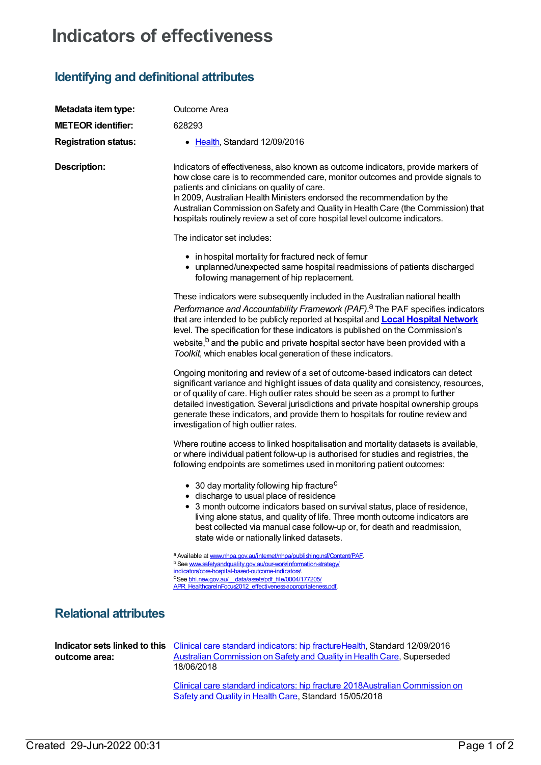# Indicators of effectiveness

## Identifying and definitional attributes

| | |
|---|---|
| **Metadata item type:** | Outcome Area |
| **METEOR identifier:** | 628293 |
| **Registration status:** | • Health, Standard 12/09/2016 |

**Description:**

Indicators of effectiveness, also known as outcome indicators, provide markers of how close care is to recommended care, monitor outcomes and provide signals to patients and clinicians on quality of care.
In 2009, Australian Health Ministers endorsed the recommendation by the Australian Commission on Safety and Quality in Health Care (the Commission) that hospitals routinely review a set of core hospital level outcome indicators.

The indicator set includes:

- in hospital mortality for fractured neck of femur
- unplanned/unexpected same hospital readmissions of patients discharged following management of hip replacement.

These indicators were subsequently included in the Australian national health *Performance and Accountability Framework (PAF)*.[a] The PAF specifies indicators that are intended to be publicly reported at hospital and **Local Hospital Network** level. The specification for these indicators is published on the Commission's website,[b] and the public and private hospital sector have been provided with a *Toolkit*, which enables local generation of these indicators.

Ongoing monitoring and review of a set of outcome-based indicators can detect significant variance and highlight issues of data quality and consistency, resources, or of quality of care. High outlier rates should be seen as a prompt to further detailed investigation. Several jurisdictions and private hospital ownership groups generate these indicators, and provide them to hospitals for routine review and investigation of high outlier rates.

Where routine access to linked hospitalisation and mortality datasets is available, or where individual patient follow-up is authorised for studies and registries, the following endpoints are sometimes used in monitoring patient outcomes:

- 30 day mortality following hip fracture[c]
- discharge to usual place of residence
- 3 month outcome indicators based on survival status, place of residence, living alone status, and quality of life. Three month outcome indicators are best collected via manual case follow-up or, for death and readmission, state wide or nationally linked datasets.

[a] Available at www.nhpa.gov.au/internet/nhpa/publishing.nsf/Content/PAF.
[b] See www.safetyandquality.gov.au/our-work/information-strategy/indicators/core-hospital-based-outcome-indicators/.
[c] See bhi.nsw.gov.au/__data/assets/pdf_file/0004/177205/APR_HealthcareInFocus2012_effectiveness-appropriateness.pdf.

## Relational attributes

**Indicator sets linked to this outcome area:**

Clinical care standard indicators: hip fracture Health, Standard 12/09/2016
Australian Commission on Safety and Quality in Health Care, Superseded 18/06/2018

Clinical care standard indicators: hip fracture 2018 Australian Commission on Safety and Quality in Health Care, Standard 15/05/2018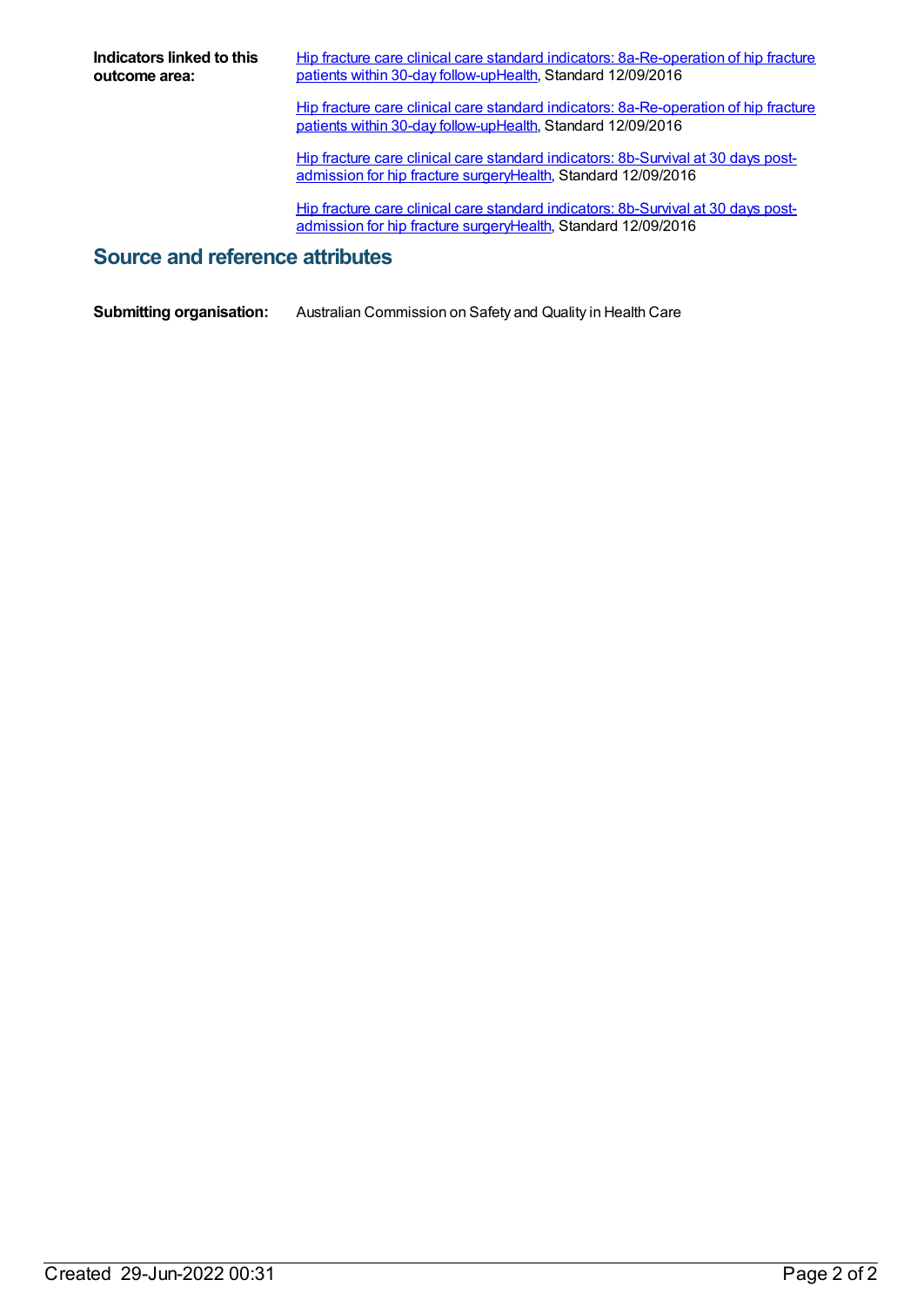**Indicators linked to this outcome area:**

Hip fracture care clinical care standard indicators: 8a-Re-operation of hip fracture patients within 30-day follow-upHealth, Standard 12/09/2016

Hip fracture care clinical care standard indicators: 8a-Re-operation of hip fracture patients within 30-day follow-upHealth, Standard 12/09/2016

Hip fracture care clinical care standard indicators: 8b-Survival at 30 days post-admission for hip fracture surgeryHealth, Standard 12/09/2016

Hip fracture care clinical care standard indicators: 8b-Survival at 30 days post-admission for hip fracture surgeryHealth, Standard 12/09/2016

## Source and reference attributes

**Submitting organisation:** Australian Commission on Safety and Quality in Health Care